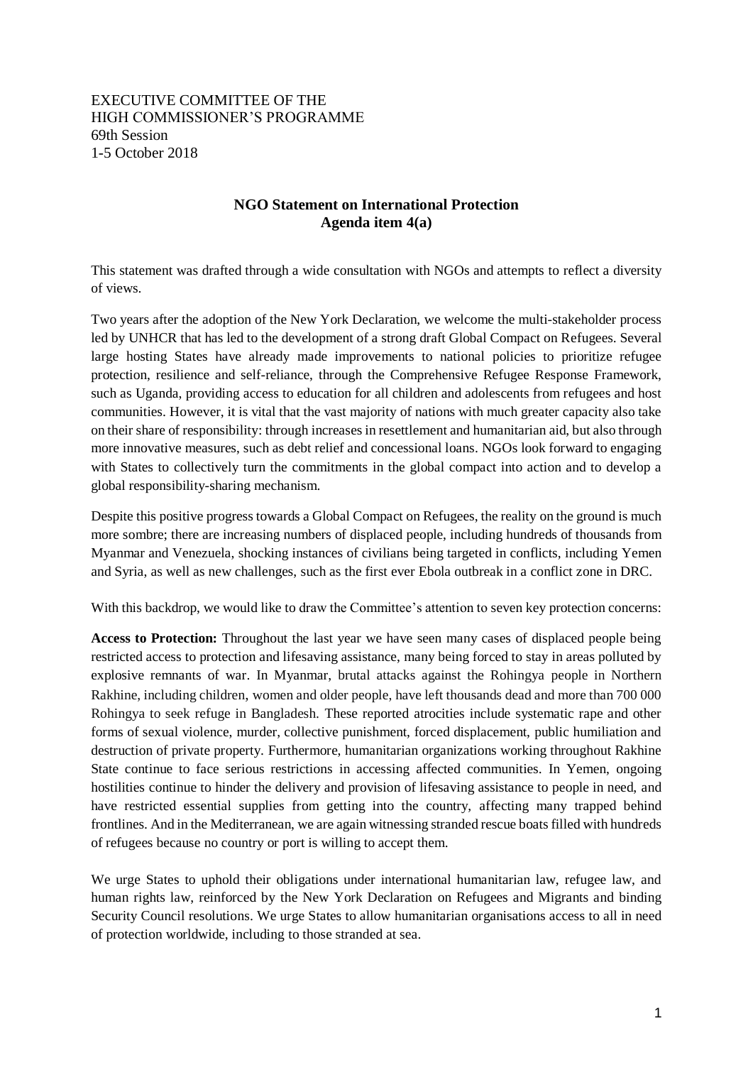EXECUTIVE COMMITTEE OF THE
HIGH COMMISSIONER'S PROGRAMME
69th Session
1-5 October 2018

## NGO Statement on International Protection
## Agenda item 4(a)

This statement was drafted through a wide consultation with NGOs and attempts to reflect a diversity of views.

Two years after the adoption of the New York Declaration, we welcome the multi-stakeholder process led by UNHCR that has led to the development of a strong draft Global Compact on Refugees. Several large hosting States have already made improvements to national policies to prioritize refugee protection, resilience and self-reliance, through the Comprehensive Refugee Response Framework, such as Uganda, providing access to education for all children and adolescents from refugees and host communities. However, it is vital that the vast majority of nations with much greater capacity also take on their share of responsibility: through increases in resettlement and humanitarian aid, but also through more innovative measures, such as debt relief and concessional loans. NGOs look forward to engaging with States to collectively turn the commitments in the global compact into action and to develop a global responsibility-sharing mechanism.

Despite this positive progress towards a Global Compact on Refugees, the reality on the ground is much more sombre; there are increasing numbers of displaced people, including hundreds of thousands from Myanmar and Venezuela, shocking instances of civilians being targeted in conflicts, including Yemen and Syria, as well as new challenges, such as the first ever Ebola outbreak in a conflict zone in DRC.

With this backdrop, we would like to draw the Committee's attention to seven key protection concerns:

**Access to Protection:** Throughout the last year we have seen many cases of displaced people being restricted access to protection and lifesaving assistance, many being forced to stay in areas polluted by explosive remnants of war. In Myanmar, brutal attacks against the Rohingya people in Northern Rakhine, including children, women and older people, have left thousands dead and more than 700 000 Rohingya to seek refuge in Bangladesh. These reported atrocities include systematic rape and other forms of sexual violence, murder, collective punishment, forced displacement, public humiliation and destruction of private property. Furthermore, humanitarian organizations working throughout Rakhine State continue to face serious restrictions in accessing affected communities. In Yemen, ongoing hostilities continue to hinder the delivery and provision of lifesaving assistance to people in need, and have restricted essential supplies from getting into the country, affecting many trapped behind frontlines. And in the Mediterranean, we are again witnessing stranded rescue boats filled with hundreds of refugees because no country or port is willing to accept them.

We urge States to uphold their obligations under international humanitarian law, refugee law, and human rights law, reinforced by the New York Declaration on Refugees and Migrants and binding Security Council resolutions. We urge States to allow humanitarian organisations access to all in need of protection worldwide, including to those stranded at sea.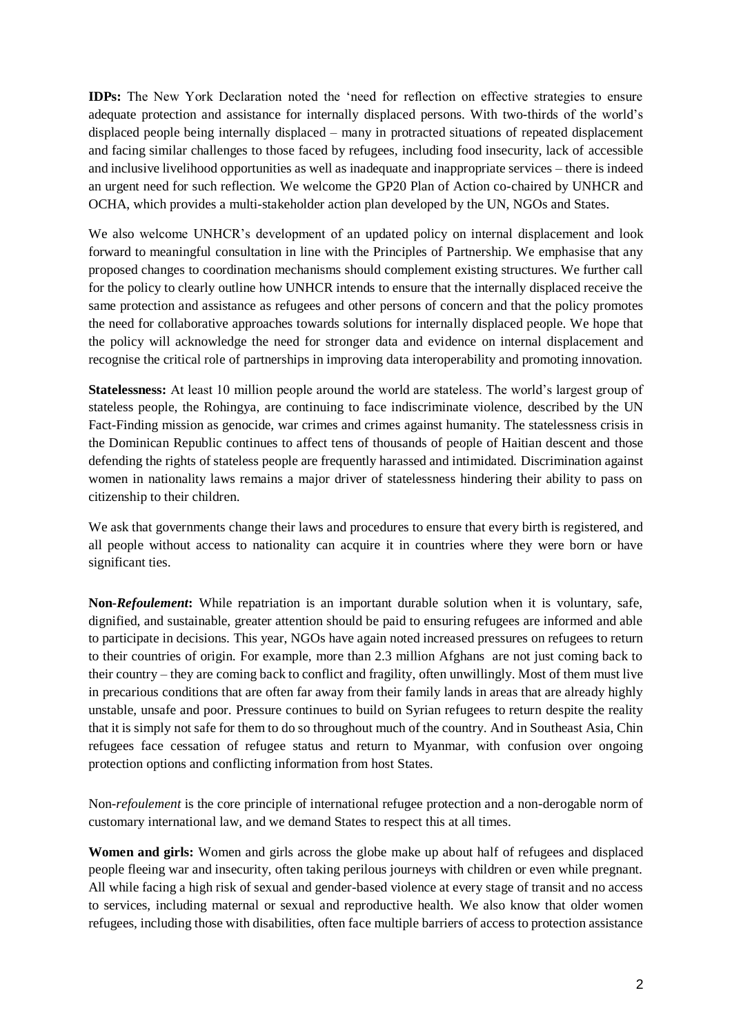**IDPs:** The New York Declaration noted the 'need for reflection on effective strategies to ensure adequate protection and assistance for internally displaced persons. With two-thirds of the world's displaced people being internally displaced – many in protracted situations of repeated displacement and facing similar challenges to those faced by refugees, including food insecurity, lack of accessible and inclusive livelihood opportunities as well as inadequate and inappropriate services – there is indeed an urgent need for such reflection. We welcome the GP20 Plan of Action co-chaired by UNHCR and OCHA, which provides a multi-stakeholder action plan developed by the UN, NGOs and States.

We also welcome UNHCR's development of an updated policy on internal displacement and look forward to meaningful consultation in line with the Principles of Partnership. We emphasise that any proposed changes to coordination mechanisms should complement existing structures. We further call for the policy to clearly outline how UNHCR intends to ensure that the internally displaced receive the same protection and assistance as refugees and other persons of concern and that the policy promotes the need for collaborative approaches towards solutions for internally displaced people. We hope that the policy will acknowledge the need for stronger data and evidence on internal displacement and recognise the critical role of partnerships in improving data interoperability and promoting innovation.

**Statelessness:** At least 10 million people around the world are stateless. The world's largest group of stateless people, the Rohingya, are continuing to face indiscriminate violence, described by the UN Fact-Finding mission as genocide, war crimes and crimes against humanity. The statelessness crisis in the Dominican Republic continues to affect tens of thousands of people of Haitian descent and those defending the rights of stateless people are frequently harassed and intimidated. Discrimination against women in nationality laws remains a major driver of statelessness hindering their ability to pass on citizenship to their children.

We ask that governments change their laws and procedures to ensure that every birth is registered, and all people without access to nationality can acquire it in countries where they were born or have significant ties.

**Non-*Refoulement*:** While repatriation is an important durable solution when it is voluntary, safe, dignified, and sustainable, greater attention should be paid to ensuring refugees are informed and able to participate in decisions. This year, NGOs have again noted increased pressures on refugees to return to their countries of origin. For example, more than 2.3 million Afghans are not just coming back to their country – they are coming back to conflict and fragility, often unwillingly. Most of them must live in precarious conditions that are often far away from their family lands in areas that are already highly unstable, unsafe and poor. Pressure continues to build on Syrian refugees to return despite the reality that it is simply not safe for them to do so throughout much of the country. And in Southeast Asia, Chin refugees face cessation of refugee status and return to Myanmar, with confusion over ongoing protection options and conflicting information from host States.

Non-*refoulement* is the core principle of international refugee protection and a non-derogable norm of customary international law, and we demand States to respect this at all times.

**Women and girls:** Women and girls across the globe make up about half of refugees and displaced people fleeing war and insecurity, often taking perilous journeys with children or even while pregnant. All while facing a high risk of sexual and gender-based violence at every stage of transit and no access to services, including maternal or sexual and reproductive health. We also know that older women refugees, including those with disabilities, often face multiple barriers of access to protection assistance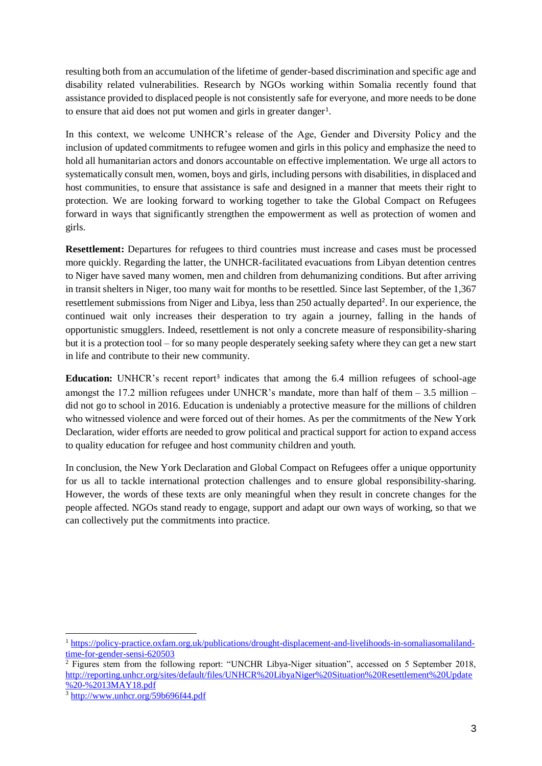resulting both from an accumulation of the lifetime of gender-based discrimination and specific age and disability related vulnerabilities. Research by NGOs working within Somalia recently found that assistance provided to displaced people is not consistently safe for everyone, and more needs to be done to ensure that aid does not put women and girls in greater danger[1].

In this context, we welcome UNHCR's release of the Age, Gender and Diversity Policy and the inclusion of updated commitments to refugee women and girls in this policy and emphasize the need to hold all humanitarian actors and donors accountable on effective implementation. We urge all actors to systematically consult men, women, boys and girls, including persons with disabilities, in displaced and host communities, to ensure that assistance is safe and designed in a manner that meets their right to protection. We are looking forward to working together to take the Global Compact on Refugees forward in ways that significantly strengthen the empowerment as well as protection of women and girls.

**Resettlement:** Departures for refugees to third countries must increase and cases must be processed more quickly. Regarding the latter, the UNHCR-facilitated evacuations from Libyan detention centres to Niger have saved many women, men and children from dehumanizing conditions. But after arriving in transit shelters in Niger, too many wait for months to be resettled. Since last September, of the 1,367 resettlement submissions from Niger and Libya, less than 250 actually departed[2]. In our experience, the continued wait only increases their desperation to try again a journey, falling in the hands of opportunistic smugglers. Indeed, resettlement is not only a concrete measure of responsibility-sharing but it is a protection tool – for so many people desperately seeking safety where they can get a new start in life and contribute to their new community.

**Education:** UNHCR's recent report[3] indicates that among the 6.4 million refugees of school-age amongst the 17.2 million refugees under UNHCR's mandate, more than half of them – 3.5 million – did not go to school in 2016. Education is undeniably a protective measure for the millions of children who witnessed violence and were forced out of their homes. As per the commitments of the New York Declaration, wider efforts are needed to grow political and practical support for action to expand access to quality education for refugee and host community children and youth.

In conclusion, the New York Declaration and Global Compact on Refugees offer a unique opportunity for us all to tackle international protection challenges and to ensure global responsibility-sharing. However, the words of these texts are only meaningful when they result in concrete changes for the people affected. NGOs stand ready to engage, support and adapt our own ways of working, so that we can collectively put the commitments into practice.

---

[1] https://policy-practice.oxfam.org.uk/publications/drought-displacement-and-livelihoods-in-somaliasomaliland-time-for-gender-sensi-620503

[2] Figures stem from the following report: "UNCHR Libya-Niger situation", accessed on 5 September 2018, http://reporting.unhcr.org/sites/default/files/UNHCR%20LibyaNiger%20Situation%20Resettlement%20Update%20-%2013MAY18.pdf

[3] http://www.unhcr.org/59b696f44.pdf